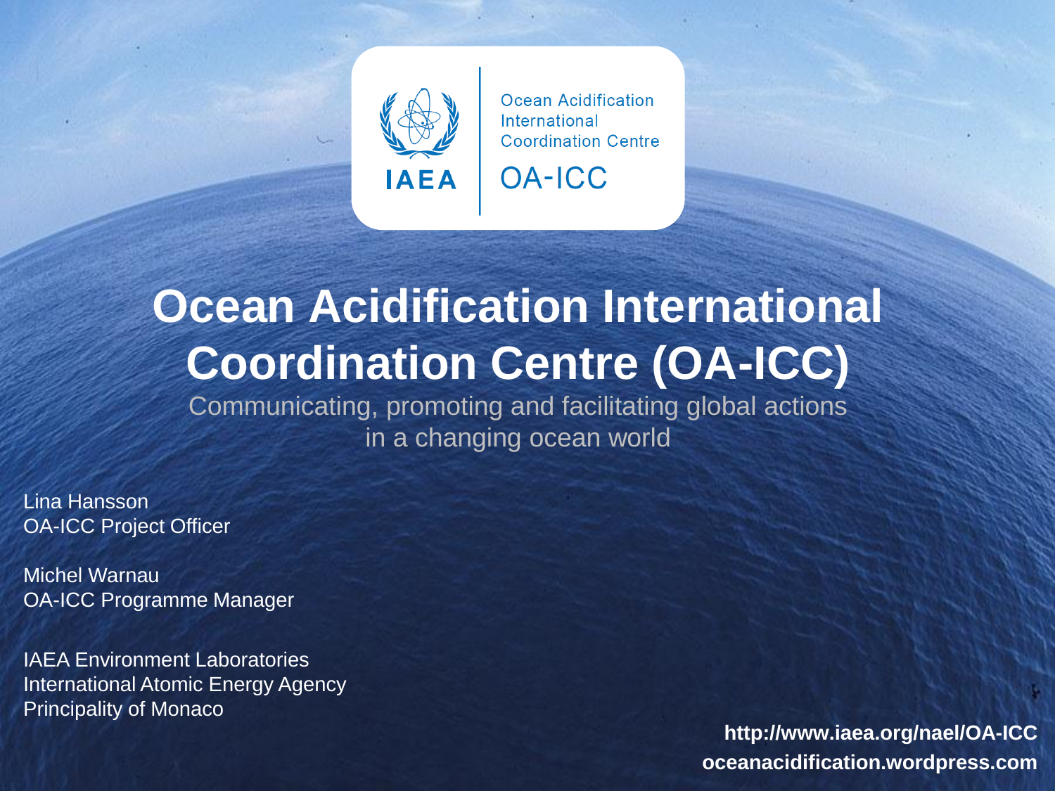IAEA

Ocean Acidification International Coordination Centre

OA-ICC

# Ocean Acidification International Coordination Centre (OA-ICC)

Communicating, promoting and facilitating global actions in a changing ocean world

Lina Hansson
OA-ICC Project Officer

Michel Warnau
OA-ICC Programme Manager

IAEA Environment Laboratories
International Atomic Energy Agency
Principality of Monaco

**http://www.iaea.org/nael/OA-ICC**
**oceanacidification.wordpress.com**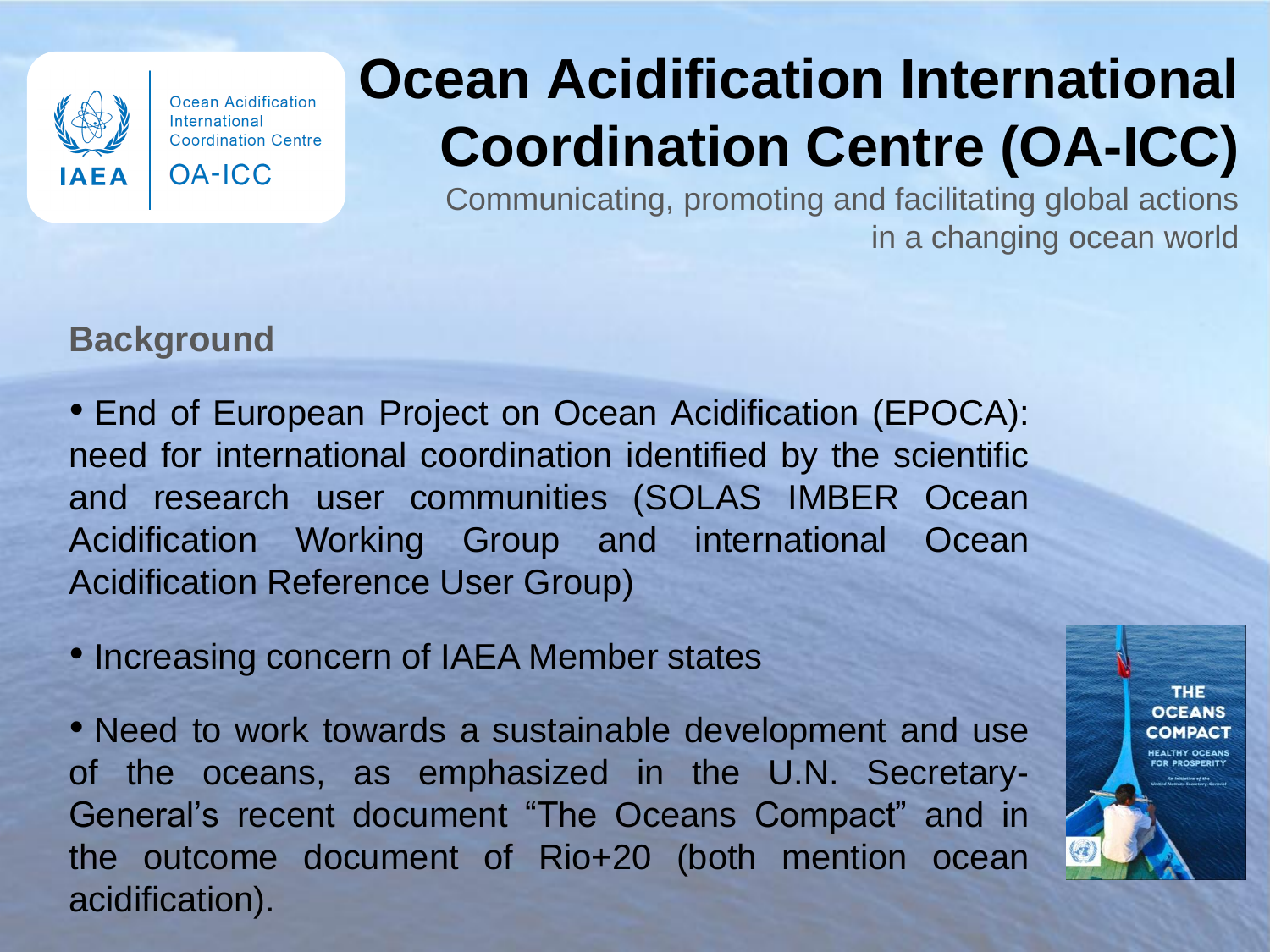# Ocean Acidification International Coordination Centre (OA-ICC)

Communicating, promoting and facilitating global actions in a changing ocean world

## Background

- End of European Project on Ocean Acidification (EPOCA): need for international coordination identified by the scientific and research user communities (SOLAS IMBER Ocean Acidification Working Group and international Ocean Acidification Reference User Group)

- Increasing concern of IAEA Member states

- Need to work towards a sustainable development and use of the oceans, as emphasized in the U.N. Secretary-General's recent document "The Oceans Compact" and in the outcome document of Rio+20 (both mention ocean acidification).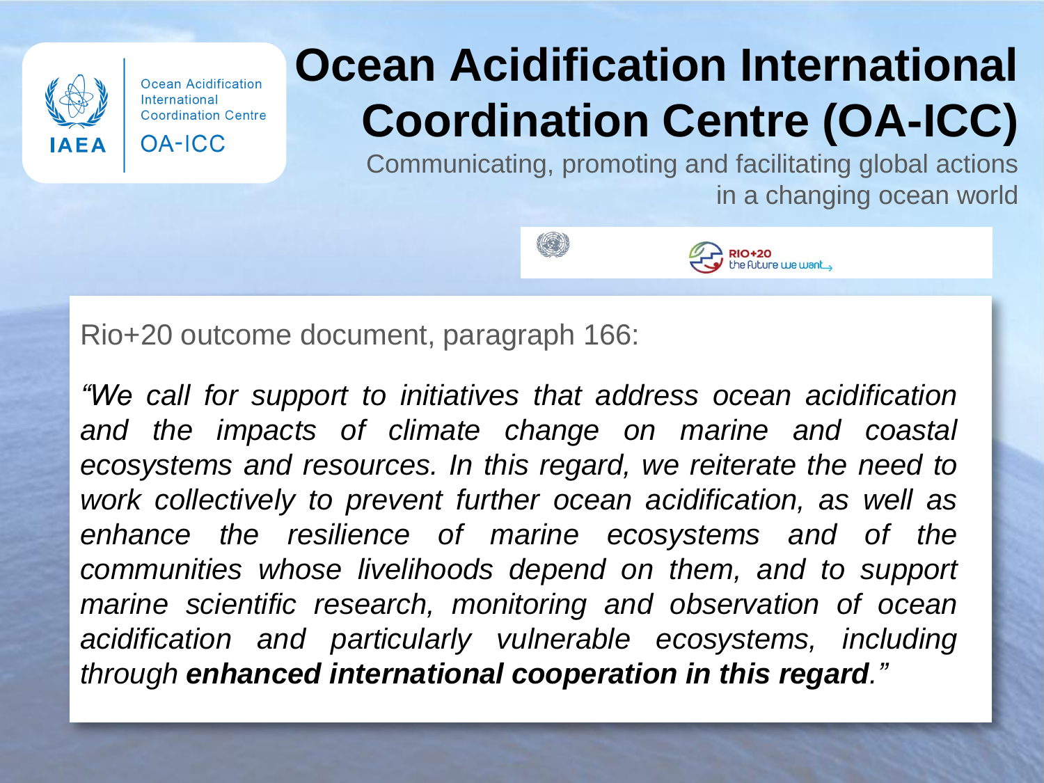# Ocean Acidification International Coordination Centre (OA-ICC)

Communicating, promoting and facilitating global actions in a changing ocean world

Rio+20 outcome document, paragraph 166:

*"We call for support to initiatives that address ocean acidification and the impacts of climate change on marine and coastal ecosystems and resources. In this regard, we reiterate the need to work collectively to prevent further ocean acidification, as well as enhance the resilience of marine ecosystems and of the communities whose livelihoods depend on them, and to support marine scientific research, monitoring and observation of ocean acidification and particularly vulnerable ecosystems, including through **enhanced international cooperation in this regard**."*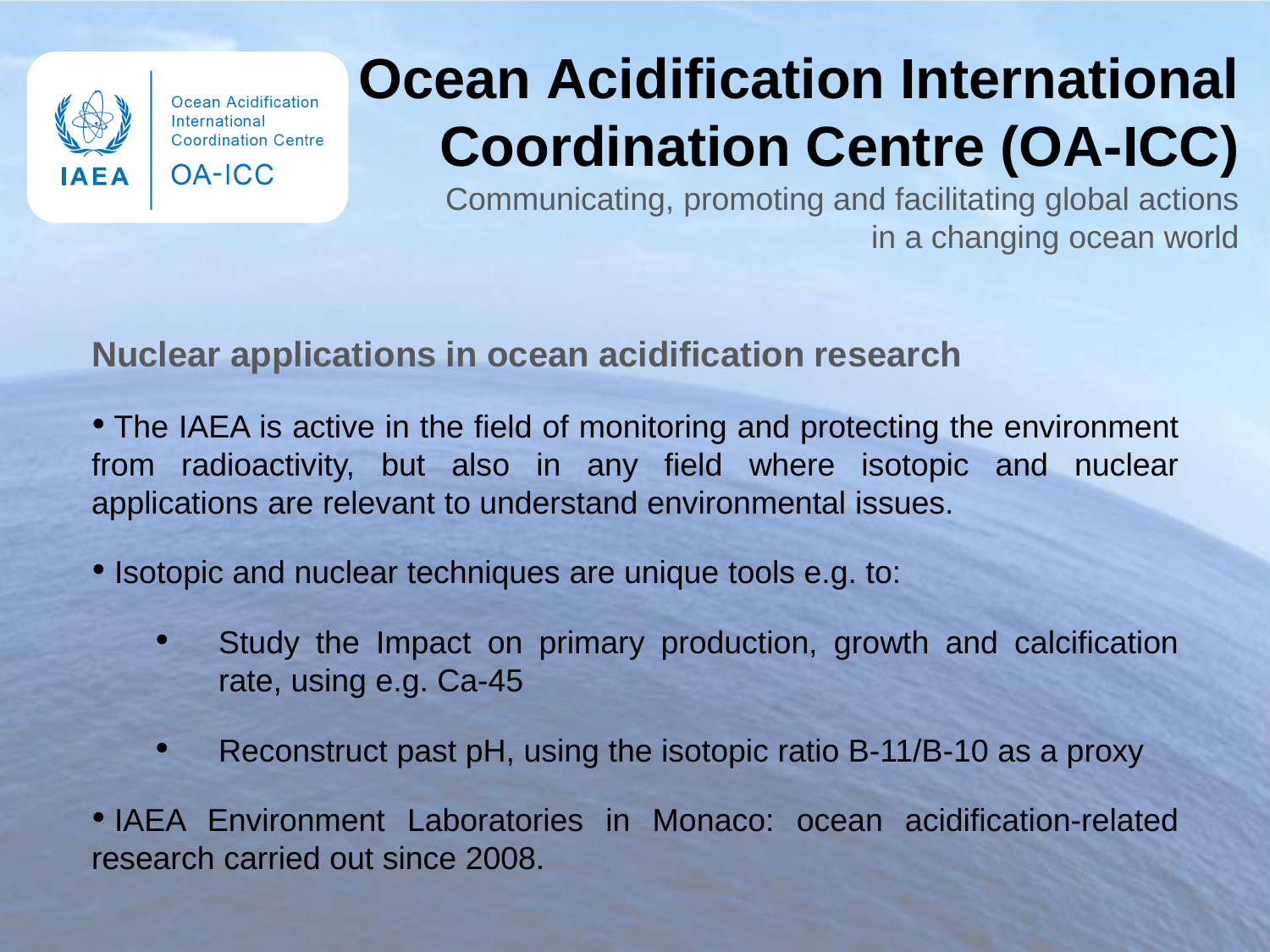# Ocean Acidification International Coordination Centre (OA-ICC)

Communicating, promoting and facilitating global actions in a changing ocean world

## Nuclear applications in ocean acidification research

- The IAEA is active in the field of monitoring and protecting the environment from radioactivity, but also in any field where isotopic and nuclear applications are relevant to understand environmental issues.
- Isotopic and nuclear techniques are unique tools e.g. to:
  - Study the Impact on primary production, growth and calcification rate, using e.g. Ca-45
  - Reconstruct past pH, using the isotopic ratio B-11/B-10 as a proxy
- IAEA Environment Laboratories in Monaco: ocean acidification-related research carried out since 2008.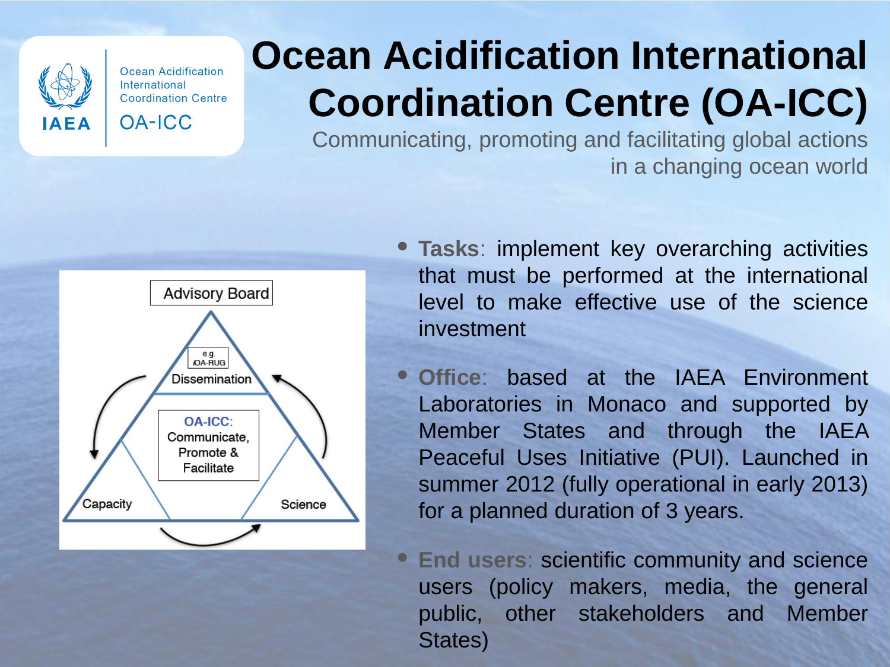# Ocean Acidification International Coordination Centre (OA-ICC)

Communicating, promoting and facilitating global actions in a changing ocean world

Advisory Board

e.g. iOA-RUG

Dissemination

**OA-ICC**: Communicate, Promote & Facilitate

Capacity

Science

- **Tasks**: implement key overarching activities that must be performed at the international level to make effective use of the science investment
- **Office**: based at the IAEA Environment Laboratories in Monaco and supported by Member States and through the IAEA Peaceful Uses Initiative (PUI). Launched in summer 2012 (fully operational in early 2013) for a planned duration of 3 years.
- **End users**: scientific community and science users (policy makers, media, the general public, other stakeholders and Member States)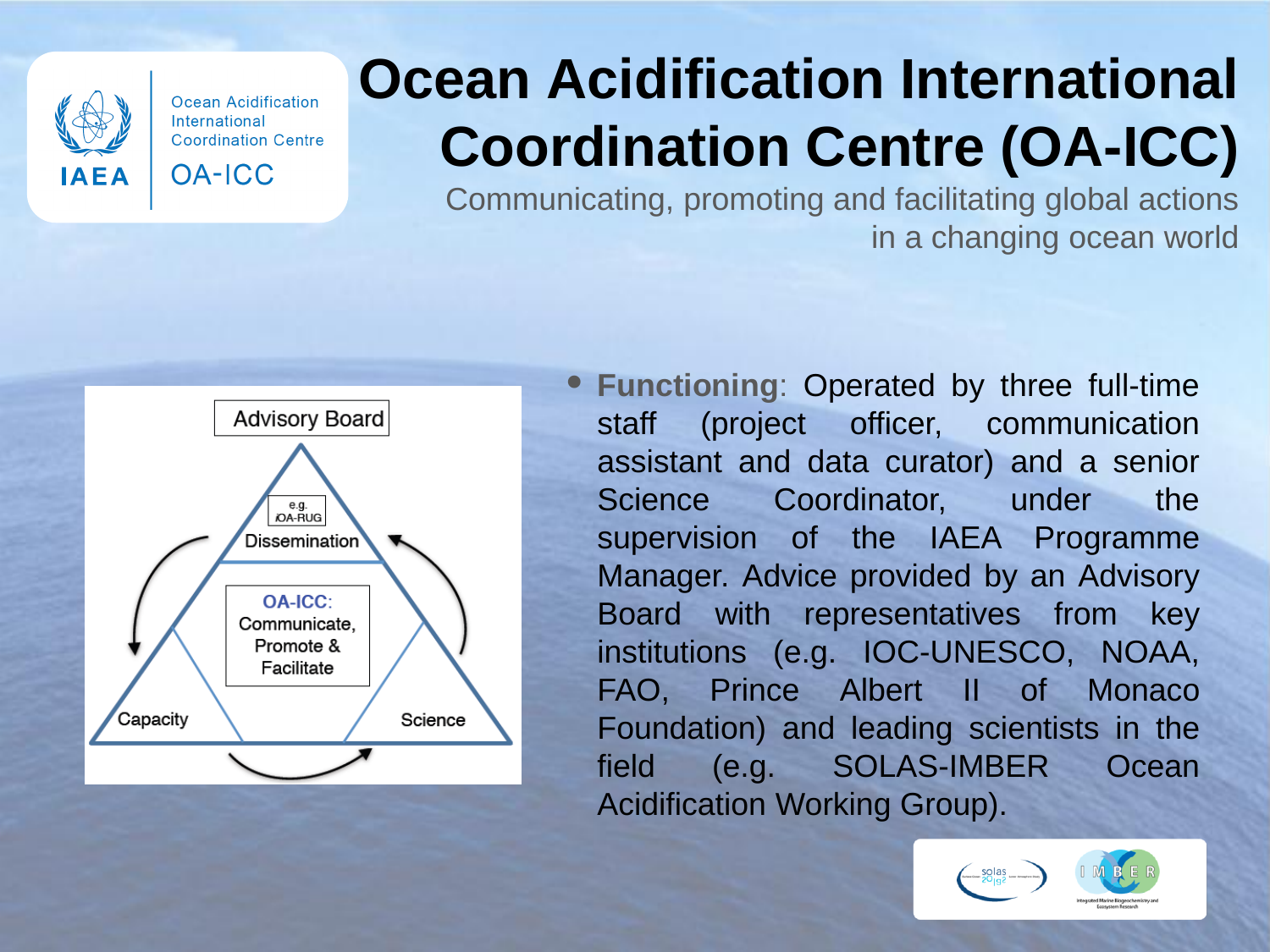# Ocean Acidification International Coordination Centre (OA-ICC)

Communicating, promoting and facilitating global actions in a changing ocean world

Advisory Board

e.g. iOA-RUG

Dissemination

OA-ICC: Communicate, Promote & Facilitate

Capacity

Science

- **Functioning**: Operated by three full-time staff (project officer, communication assistant and data curator) and a senior Science Coordinator, under the supervision of the IAEA Programme Manager. Advice provided by an Advisory Board with representatives from key institutions (e.g. IOC-UNESCO, NOAA, FAO, Prince Albert II of Monaco Foundation) and leading scientists in the field (e.g. SOLAS-IMBER Ocean Acidification Working Group).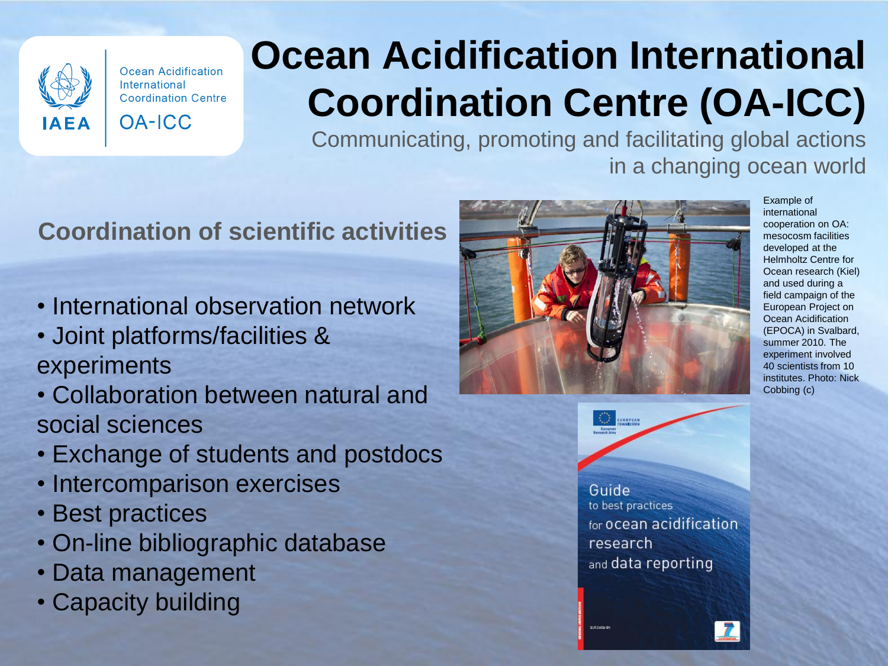# Ocean Acidification International Coordination Centre (OA-ICC)

Communicating, promoting and facilitating global actions in a changing ocean world

## Coordination of scientific activities

- International observation network
- Joint platforms/facilities & experiments
- Collaboration between natural and social sciences
- Exchange of students and postdocs
- Intercomparison exercises
- Best practices
- On-line bibliographic database
- Data management
- Capacity building

Example of international cooperation on OA: mesocosm facilities developed at the Helmholtz Centre for Ocean research (Kiel) and used during a field campaign of the European Project on Ocean Acidification (EPOCA) in Svalbard, summer 2010. The experiment involved 40 scientists from 10 institutes. Photo: Nick Cobbing (c)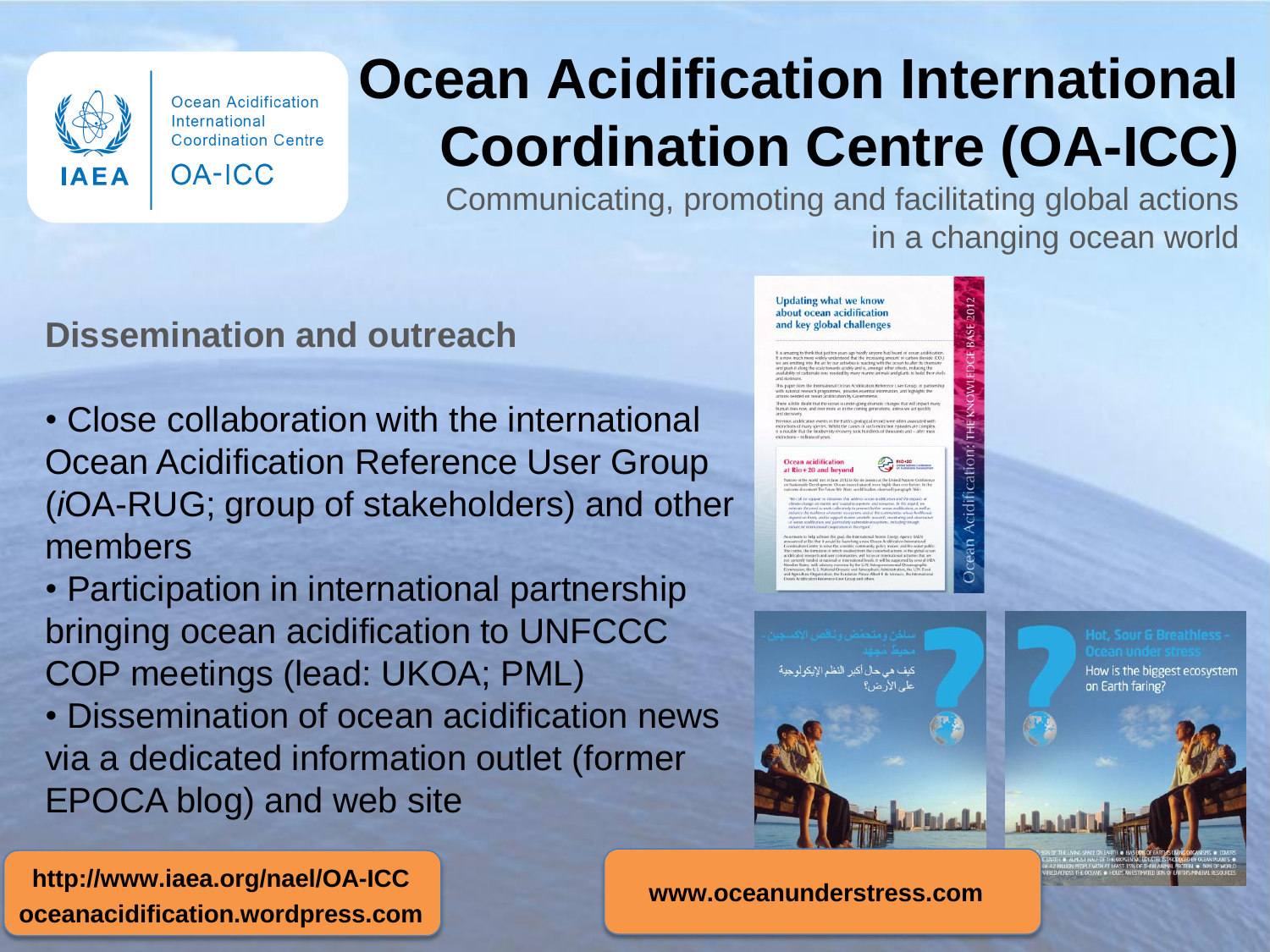# Ocean Acidification International Coordination Centre (OA-ICC)

Communicating, promoting and facilitating global actions in a changing ocean world

## Dissemination and outreach

- Close collaboration with the international Ocean Acidification Reference User Group (*i*OA-RUG; group of stakeholders) and other members
- Participation in international partnership bringing ocean acidification to UNFCCC COP meetings (lead: UKOA; PML)
- Dissemination of ocean acidification news via a dedicated information outlet (former EPOCA blog) and web site

**http://www.iaea.org/nael/OA-ICC**
**oceanacidification.wordpress.com**

**www.oceanunderstress.com**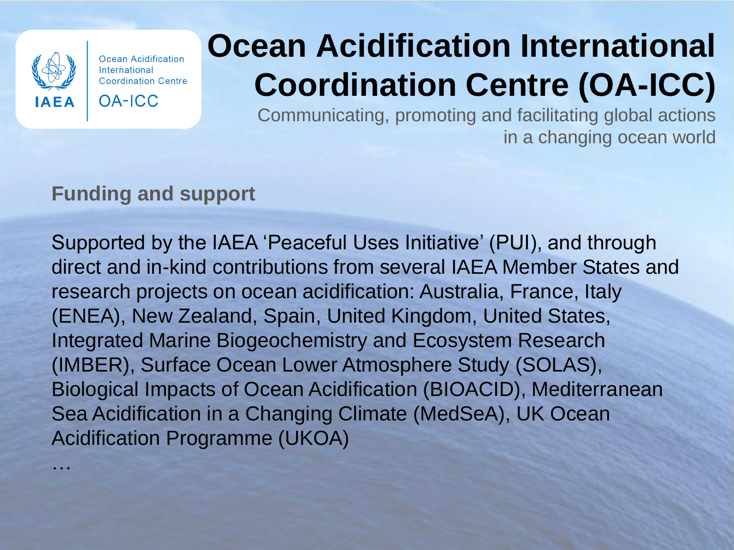# Ocean Acidification International Coordination Centre (OA-ICC)

Communicating, promoting and facilitating global actions in a changing ocean world

## Funding and support

Supported by the IAEA 'Peaceful Uses Initiative' (PUI), and through direct and in-kind contributions from several IAEA Member States and research projects on ocean acidification: Australia, France, Italy (ENEA), New Zealand, Spain, United Kingdom, United States, Integrated Marine Biogeochemistry and Ecosystem Research (IMBER), Surface Ocean Lower Atmosphere Study (SOLAS), Biological Impacts of Ocean Acidification (BIOACID), Mediterranean Sea Acidification in a Changing Climate (MedSeA), UK Ocean Acidification Programme (UKOA)

…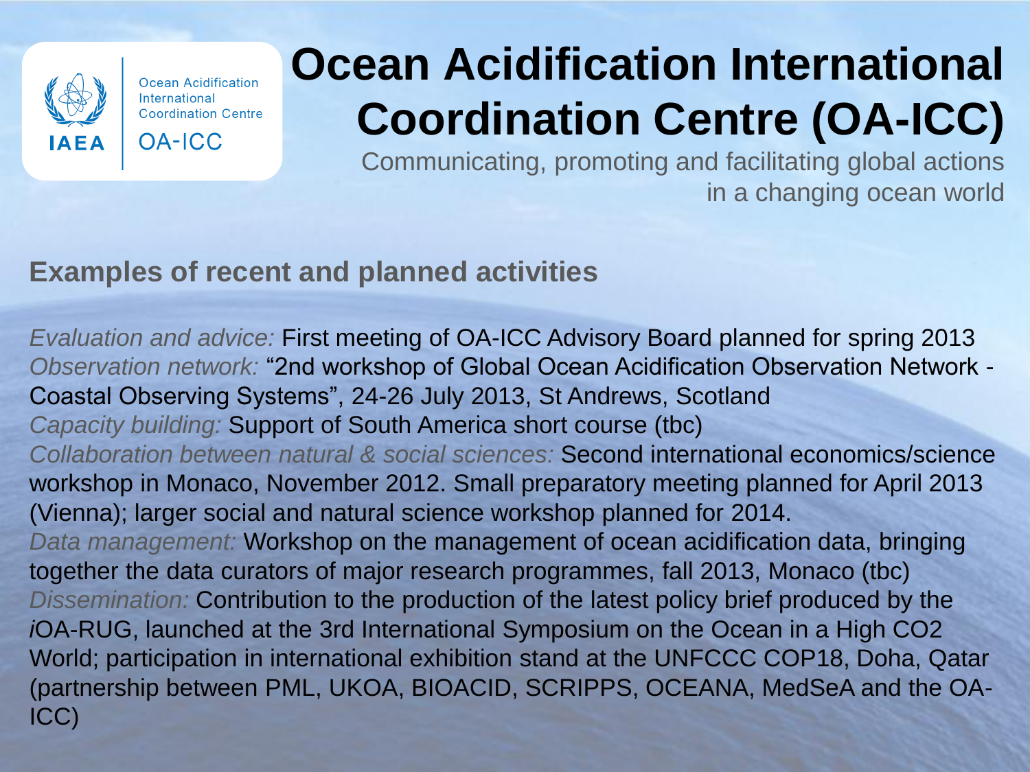Ocean Acidification International Coordination Centre

IAEA OA-ICC

# Ocean Acidification International Coordination Centre (OA-ICC)

Communicating, promoting and facilitating global actions in a changing ocean world

## Examples of recent and planned activities

*Evaluation and advice:* First meeting of OA-ICC Advisory Board planned for spring 2013

*Observation network:* "2nd workshop of Global Ocean Acidification Observation Network - Coastal Observing Systems", 24-26 July 2013, St Andrews, Scotland

*Capacity building:* Support of South America short course (tbc)

*Collaboration between natural & social sciences:* Second international economics/science workshop in Monaco, November 2012. Small preparatory meeting planned for April 2013 (Vienna); larger social and natural science workshop planned for 2014.

*Data management:* Workshop on the management of ocean acidification data, bringing together the data curators of major research programmes, fall 2013, Monaco (tbc)

*Dissemination:* Contribution to the production of the latest policy brief produced by the *i*OA-RUG, launched at the 3rd International Symposium on the Ocean in a High CO2 World; participation in international exhibition stand at the UNFCCC COP18, Doha, Qatar (partnership between PML, UKOA, BIOACID, SCRIPPS, OCEANA, MedSeA and the OA-ICC)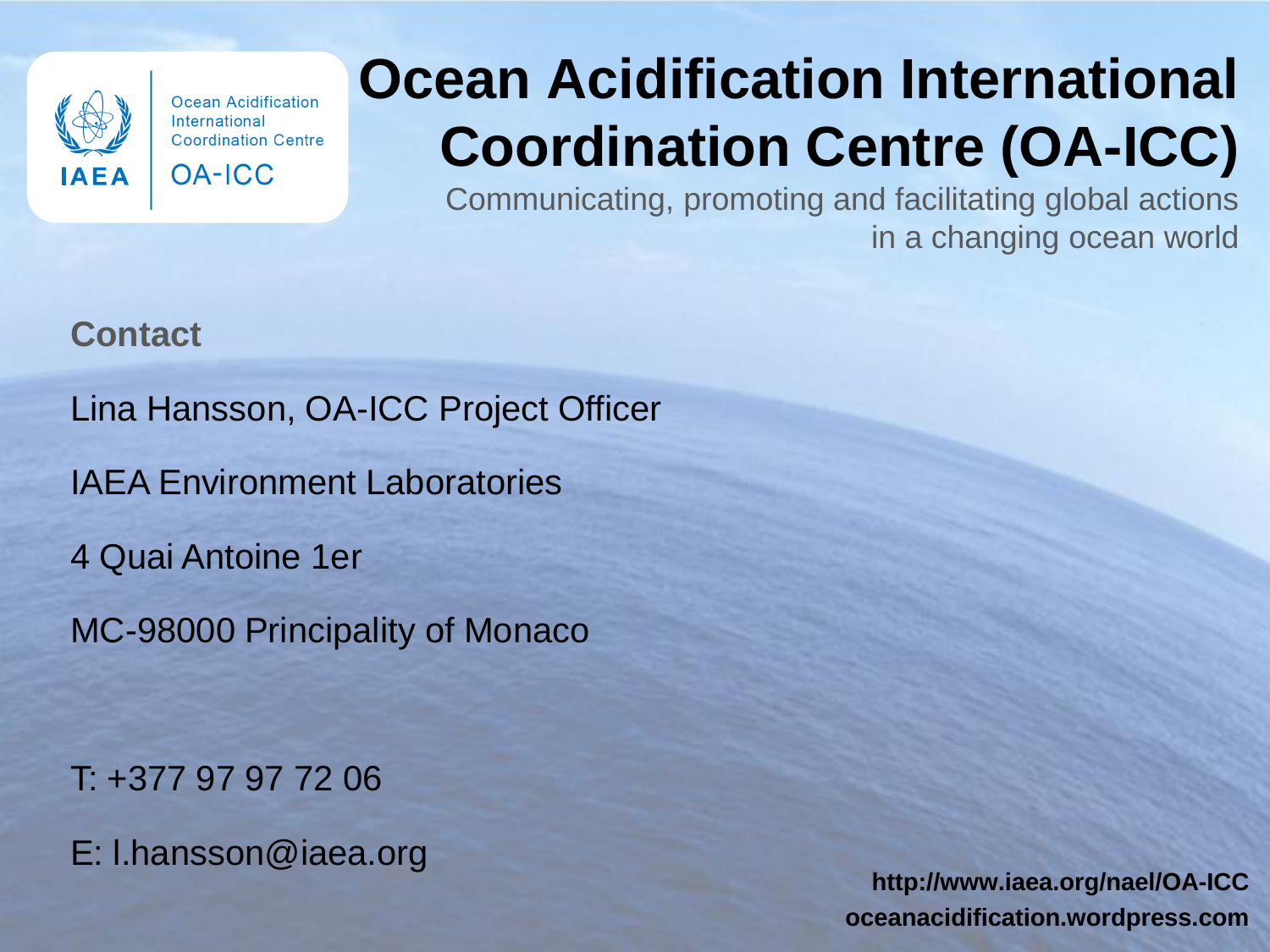# Ocean Acidification International Coordination Centre (OA-ICC)

Communicating, promoting and facilitating global actions in a changing ocean world

## Contact

Lina Hansson, OA-ICC Project Officer

IAEA Environment Laboratories

4 Quai Antoine 1er

MC-98000 Principality of Monaco

T: +377 97 97 72 06

E: l.hansson@iaea.org

**http://www.iaea.org/nael/OA-ICC**

**oceanacidification.wordpress.com**